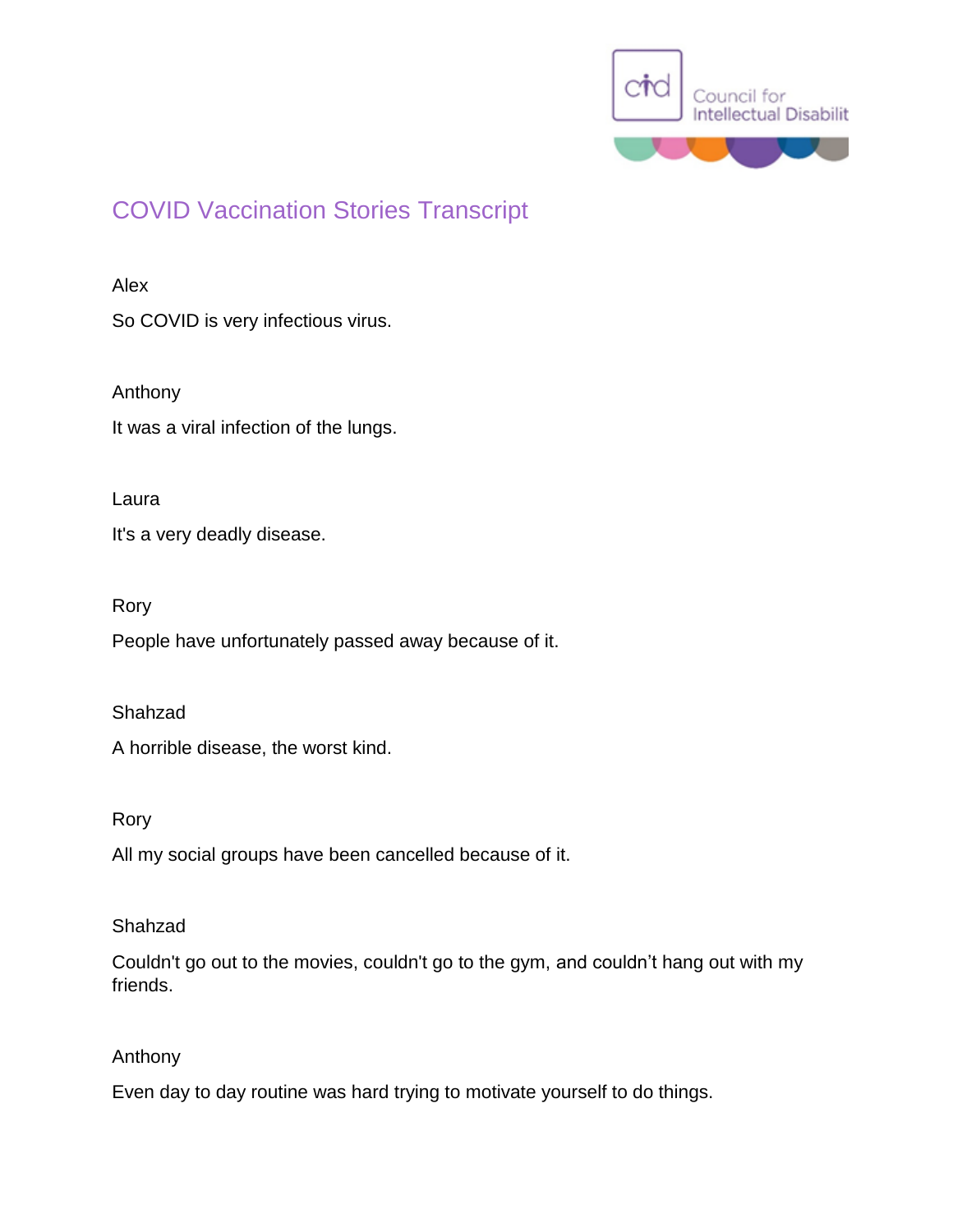# COVID Vaccination Stories Transcript

Alex

So COVID is very infectious virus.

Anthony

It was a viral infection of the lungs.

Laura

It's a very deadly disease.

Rory

People have unfortunately passed away because of it.

Shahzad

A horrible disease, the worst kind.

Rory

All my social groups have been cancelled because of it.

Shahzad

Couldn't go out to the movies, couldn't go to the gym, and couldn't hang out with my friends.

Anthony

Even day to day routine was hard trying to motivate yourself to do things.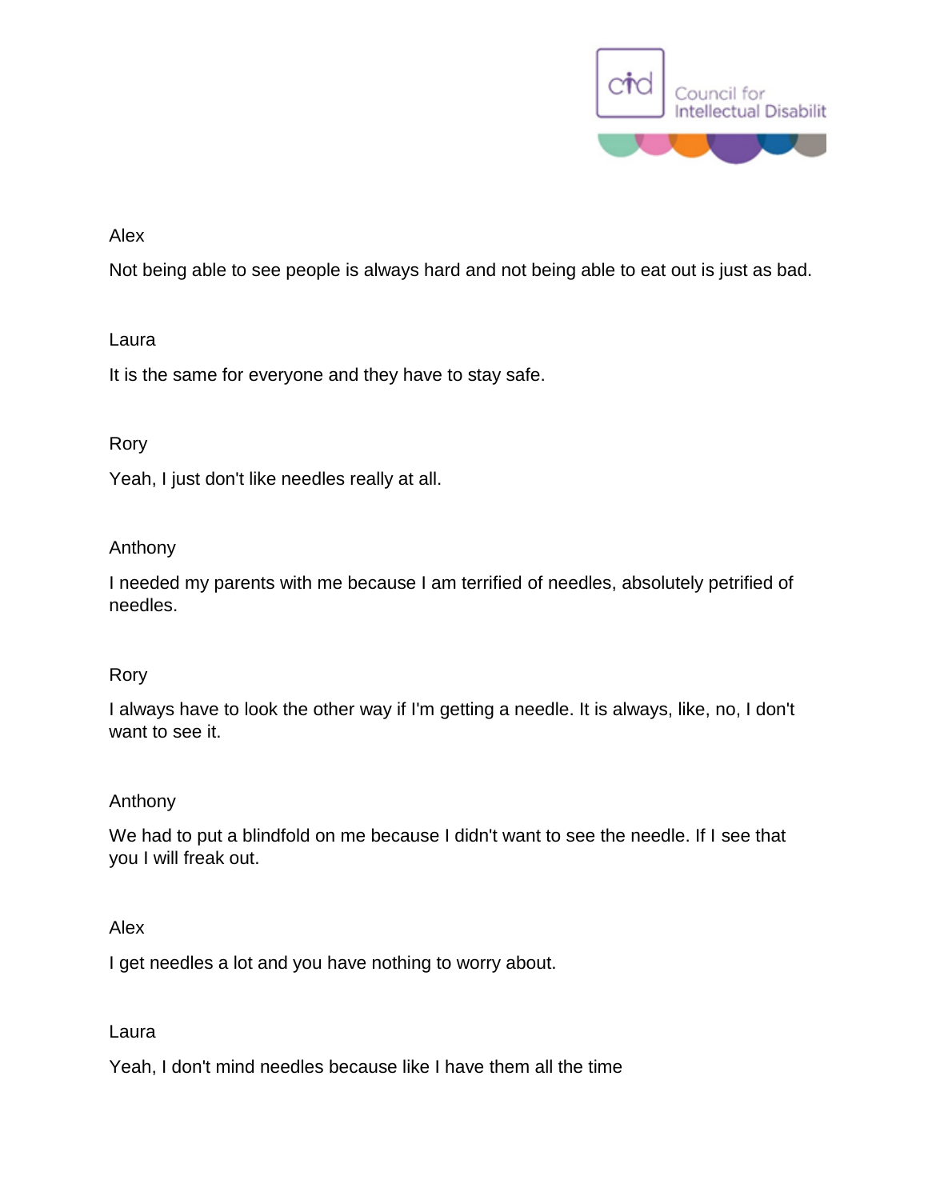Alex

Not being able to see people is always hard and not being able to eat out is just as bad.

Laura

It is the same for everyone and they have to stay safe.

Rory

Yeah, I just don't like needles really at all.

Anthony

I needed my parents with me because I am terrified of needles, absolutely petrified of needles.

Rory

I always have to look the other way if I'm getting a needle. It is always, like, no, I don't want to see it.

Anthony

We had to put a blindfold on me because I didn't want to see the needle. If I see that you I will freak out.

Alex

I get needles a lot and you have nothing to worry about.

Laura

Yeah, I don't mind needles because like I have them all the time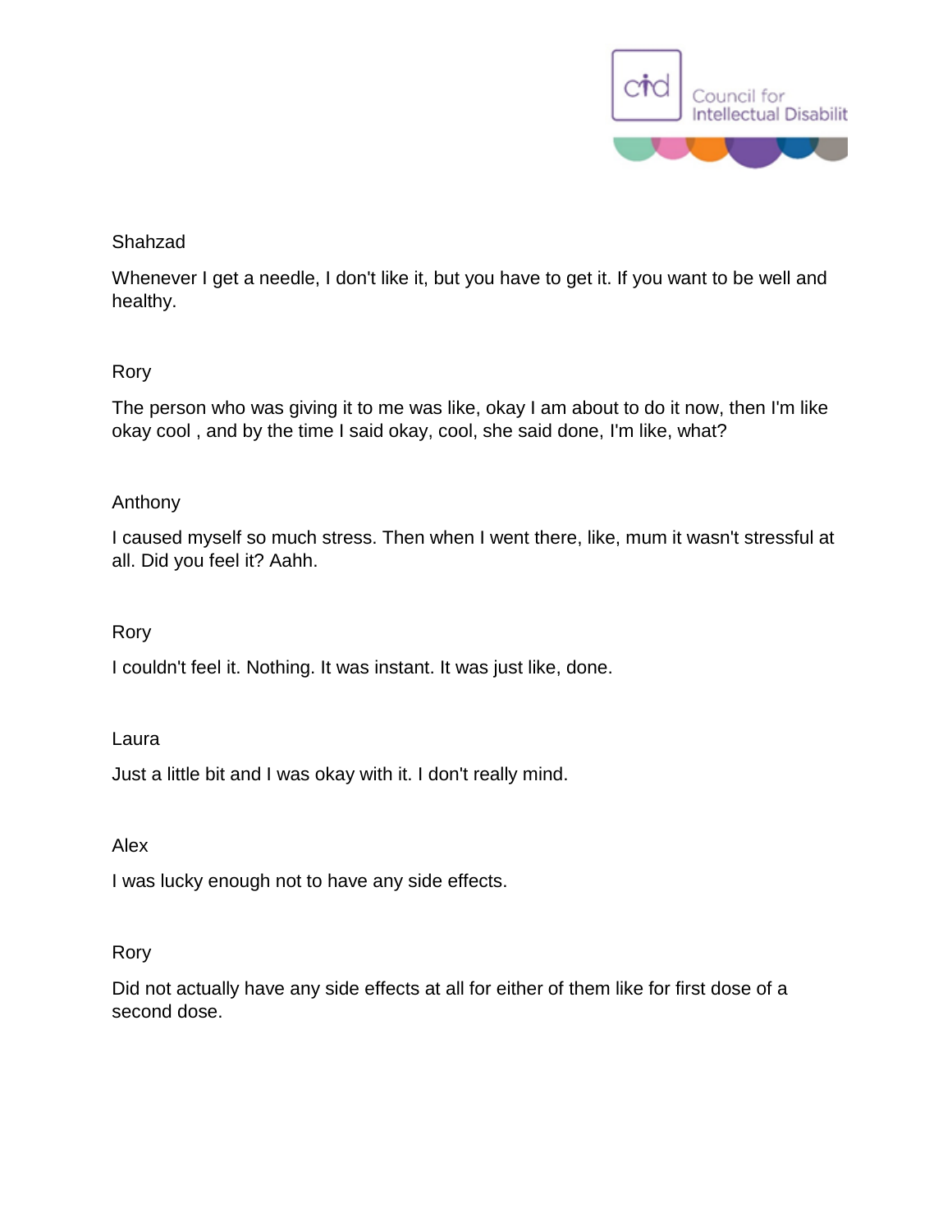Shahzad

Whenever I get a needle, I don't like it, but you have to get it. If you want to be well and healthy.

Rory

The person who was giving it to me was like, okay I am about to do it now, then I'm like okay cool , and by the time I said okay, cool, she said done, I'm like, what?

Anthony

I caused myself so much stress. Then when I went there, like, mum it wasn't stressful at all. Did you feel it? Aahh.

Rory

I couldn't feel it. Nothing. It was instant. It was just like, done.

Laura

Just a little bit and I was okay with it. I don't really mind.

Alex

I was lucky enough not to have any side effects.

Rory

Did not actually have any side effects at all for either of them like for first dose of a second dose.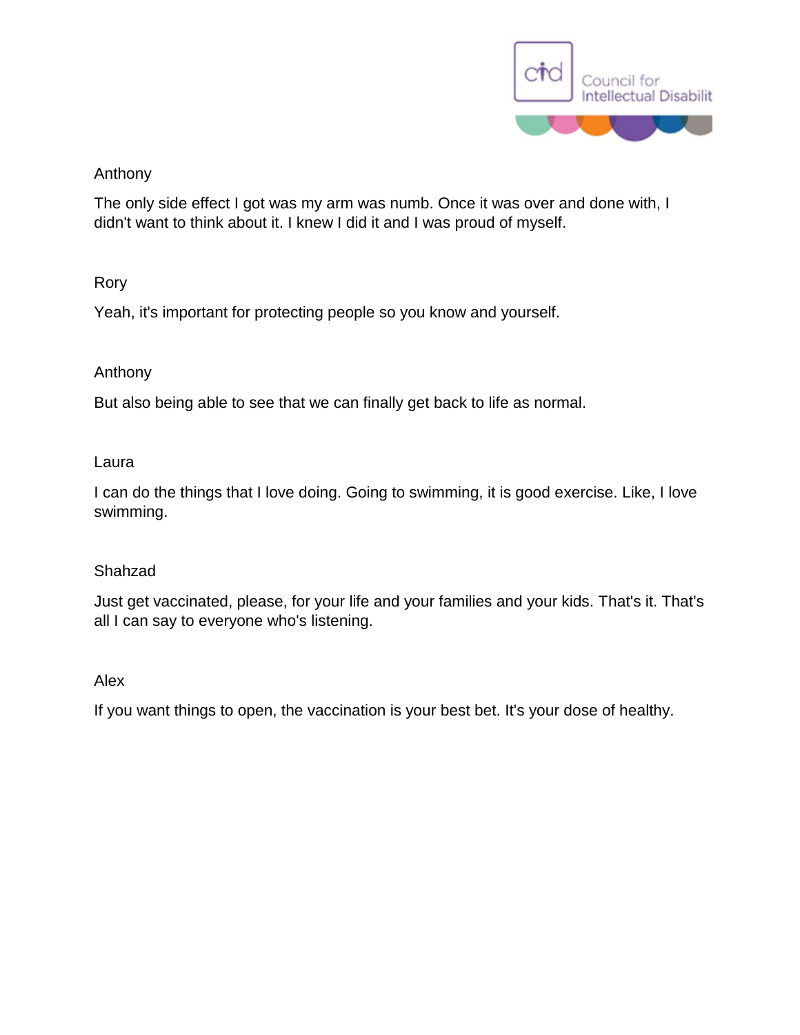Anthony

The only side effect I got was my arm was numb. Once it was over and done with, I didn't want to think about it. I knew I did it and I was proud of myself.

Rory

Yeah, it's important for protecting people so you know and yourself.

Anthony

But also being able to see that we can finally get back to life as normal.

Laura

I can do the things that I love doing. Going to swimming, it is good exercise. Like, I love swimming.

Shahzad

Just get vaccinated, please, for your life and your families and your kids. That's it. That's all I can say to everyone who's listening.

Alex

If you want things to open, the vaccination is your best bet. It's your dose of healthy.